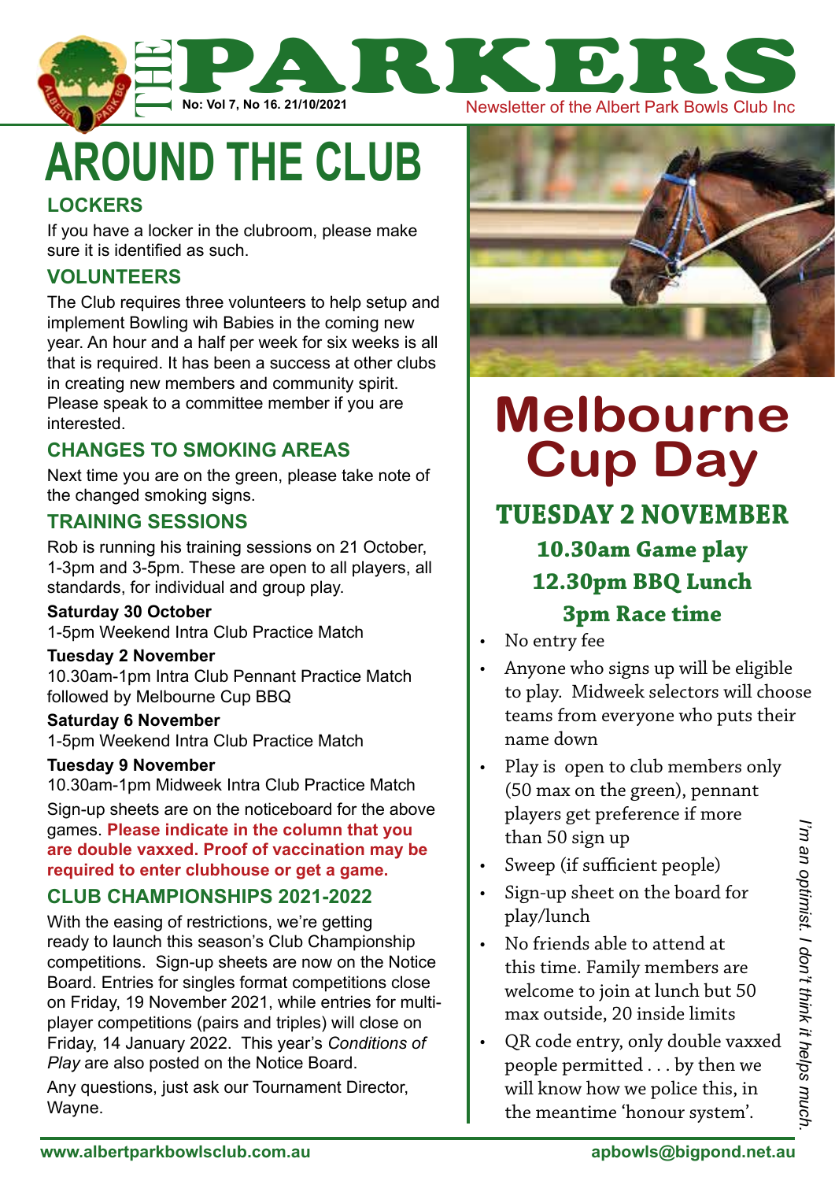# THE PARKERS

No: Vol 7, No 16. 21/10/2021

Newsletter of the Albert Park Bowls Club Inc

# AROUND THE CLUB

## LOCKERS

If you have a locker in the clubroom, please make sure it is identified as such.

## VOLUNTEERS

The Club requires three volunteers to help setup and implement Bowling wih Babies in the coming new year. An hour and a half per week for six weeks is all that is required. It has been a success at other clubs in creating new members and community spirit. Please speak to a committee member if you are interested.

## CHANGES TO SMOKING AREAS

Next time you are on the green, please take note of the changed smoking signs.

## TRAINING SESSIONS

Rob is running his training sessions on 21 October, 1-3pm and 3-5pm. These are open to all players, all standards, for individual and group play.

**Saturday 30 October**
1-5pm Weekend Intra Club Practice Match

**Tuesday 2 November**
10.30am-1pm Intra Club Pennant Practice Match followed by Melbourne Cup BBQ

**Saturday 6 November**
1-5pm Weekend Intra Club Practice Match

**Tuesday 9 November**
10.30am-1pm Midweek Intra Club Practice Match

Sign-up sheets are on the noticeboard for the above games. **Please indicate in the column that you are double vaxxed. Proof of vaccination may be required to enter clubhouse or get a game.**

## CLUB CHAMPIONSHIPS 2021-2022

With the easing of restrictions, we're getting ready to launch this season's Club Championship competitions. Sign-up sheets are now on the Notice Board. Entries for singles format competitions close on Friday, 19 November 2021, while entries for multi-player competitions (pairs and triples) will close on Friday, 14 January 2022. This year's *Conditions of Play* are also posted on the Notice Board.

Any questions, just ask our Tournament Director, Wayne.

# Melbourne Cup Day

## TUESDAY 2 NOVEMBER

**10.30am Game play**
**12.30pm BBQ Lunch**
**3pm Race time**

- No entry fee
- Anyone who signs up will be eligible to play. Midweek selectors will choose teams from everyone who puts their name down
- Play is open to club members only (50 max on the green), pennant players get preference if more than 50 sign up
- Sweep (if sufficient people)
- Sign-up sheet on the board for play/lunch
- No friends able to attend at this time. Family members are welcome to join at lunch but 50 max outside, 20 inside limits
- QR code entry, only double vaxxed people permitted . . . by then we will know how we police this, in the meantime 'honour system'.

*I'm an optimist. I don't think it helps much.*

www.albertparkbowlsclub.com.au apbowls@bigpond.net.au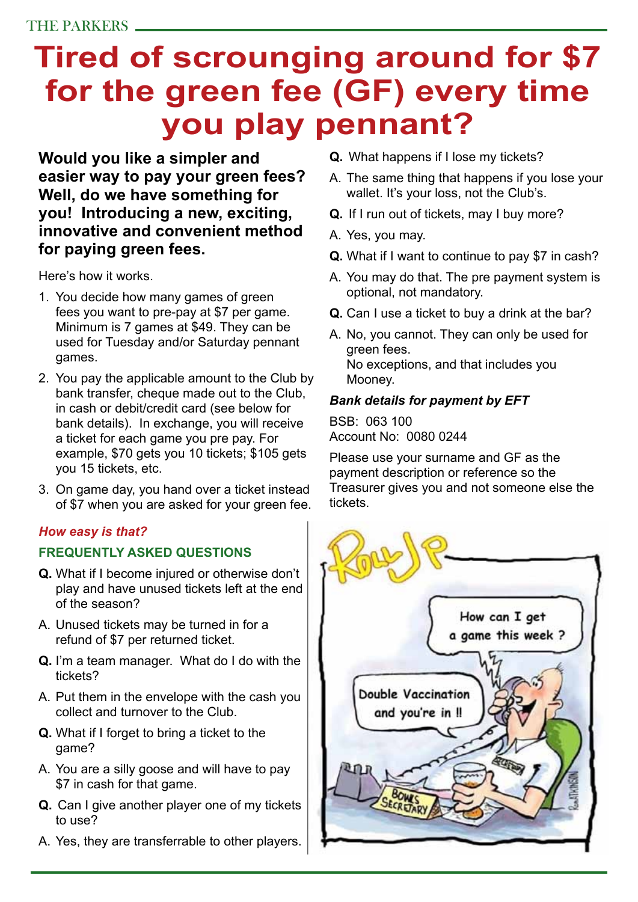# Tired of scrounging around for $7 for the green fee (GF) every time you play pennant?

**Would you like a simpler and easier way to pay your green fees? Well, do we have something for you! Introducing a new, exciting, innovative and convenient method for paying green fees.**

Here's how it works.

1. You decide how many games of green fees you want to pre-pay at $7 per game. Minimum is 7 games at $49. They can be used for Tuesday and/or Saturday pennant games.
2. You pay the applicable amount to the Club by bank transfer, cheque made out to the Club, in cash or debit/credit card (see below for bank details). In exchange, you will receive a ticket for each game you pre pay. For example, $70 gets you 10 tickets; $105 gets you 15 tickets, etc.
3. On game day, you hand over a ticket instead of $7 when you are asked for your green fee.

***How easy is that?***

### FREQUENTLY ASKED QUESTIONS

**Q.** What if I become injured or otherwise don't play and have unused tickets left at the end of the season?

A. Unused tickets may be turned in for a refund of $7 per returned ticket.

**Q.** I'm a team manager. What do I do with the tickets?

A. Put them in the envelope with the cash you collect and turnover to the Club.

**Q.** What if I forget to bring a ticket to the game?

A. You are a silly goose and will have to pay $7 in cash for that game.

**Q.** Can I give another player one of my tickets to use?

A. Yes, they are transferrable to other players.

**Q.** What happens if I lose my tickets?

A. The same thing that happens if you lose your wallet. It's your loss, not the Club's.

**Q.** If I run out of tickets, may I buy more?

A. Yes, you may.

**Q.** What if I want to continue to pay $7 in cash?

A. You may do that. The pre payment system is optional, not mandatory.

**Q.** Can I use a ticket to buy a drink at the bar?

A. No, you cannot. They can only be used for green fees.
No exceptions, and that includes you Mooney.

***Bank details for payment by EFT***

BSB: 063 100
Account No: 0080 0244

Please use your surname and GF as the payment description or reference so the Treasurer gives you and not someone else the tickets.